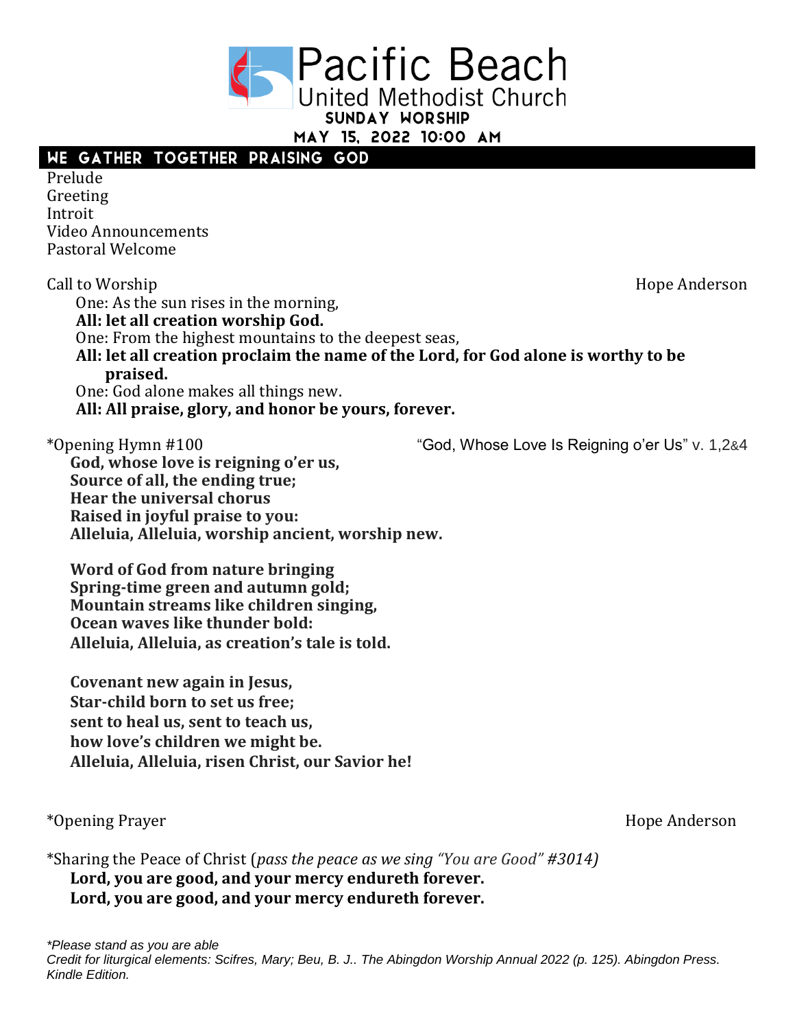# Pacific Beach
## United Methodist Church

**SUNDAY WORSHIP**

**MAY 15, 2022 10:00 AM**

## WE GATHER TOGETHER PRAISING GOD

Prelude
Greeting
Introit
Video Announcements
Pastoral Welcome

Call to Worship — Hope Anderson

One: As the sun rises in the morning,
**All: let all creation worship God.**
One: From the highest mountains to the deepest seas,
**All: let all creation proclaim the name of the Lord, for God alone is worthy to be praised.**
One: God alone makes all things new.
**All: All praise, glory, and honor be yours, forever.**

*Opening Hymn #100 — "God, Whose Love Is Reigning o'er Us" v. 1,2&4

**God, whose love is reigning o'er us,**
**Source of all, the ending true;**
**Hear the universal chorus**
**Raised in joyful praise to you:**
**Alleluia, Alleluia, worship ancient, worship new.**

**Word of God from nature bringing**
**Spring-time green and autumn gold;**
**Mountain streams like children singing,**
**Ocean waves like thunder bold:**
**Alleluia, Alleluia, as creation's tale is told.**

**Covenant new again in Jesus,**
**Star-child born to set us free;**
**sent to heal us, sent to teach us,**
**how love's children we might be.**
**Alleluia, Alleluia, risen Christ, our Savior he!**

*Opening Prayer — Hope Anderson

*Sharing the Peace of Christ (*pass the peace as we sing "You are Good" #3014)*

**Lord, you are good, and your mercy endureth forever.**
**Lord, you are good, and your mercy endureth forever.**

*\*Please stand as you are able*
*Credit for liturgical elements: Scifres, Mary; Beu, B. J.. The Abingdon Worship Annual 2022 (p. 125). Abingdon Press. Kindle Edition.*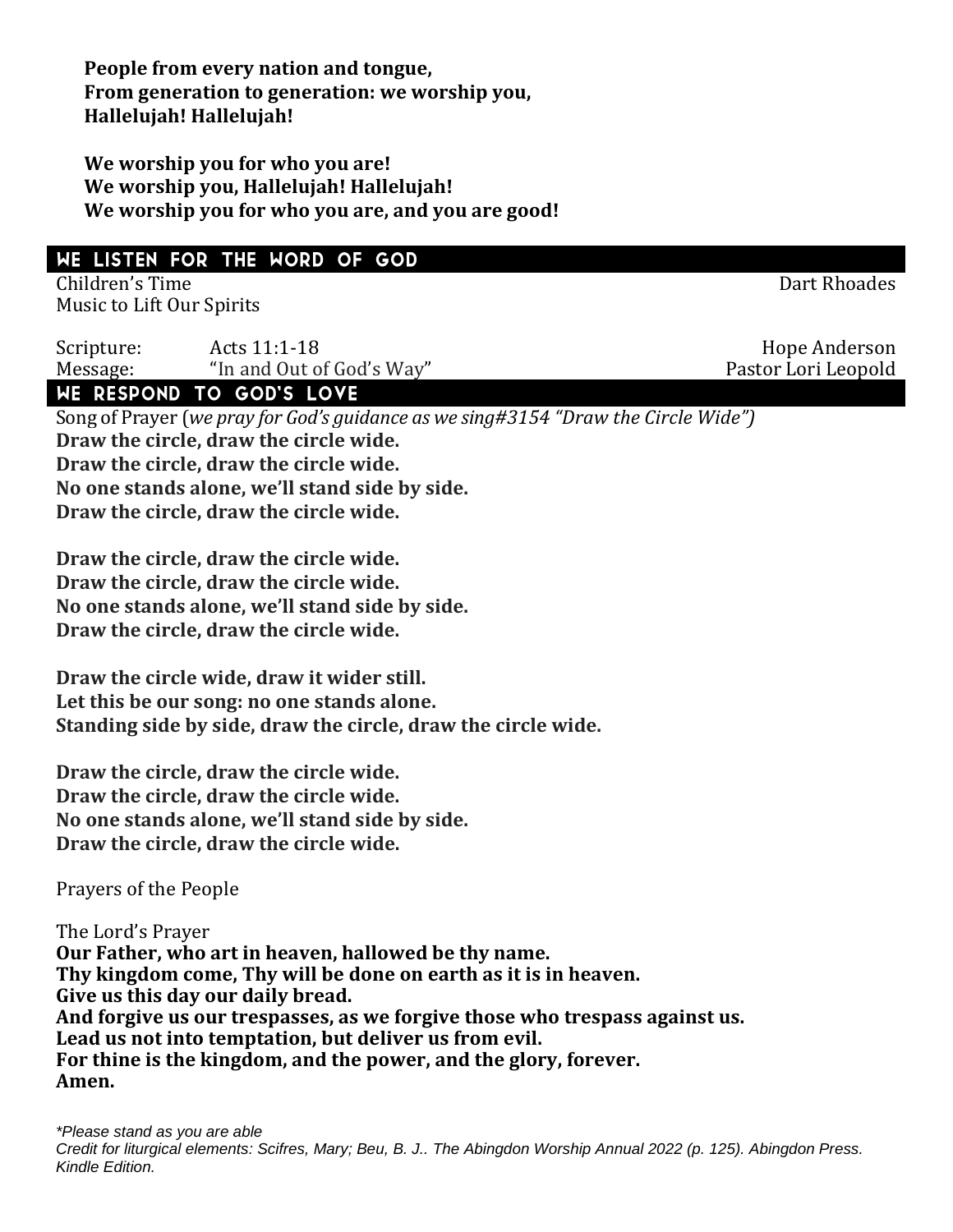**People from every nation and tongue,**
**From generation to generation: we worship you,**
**Hallelujah! Hallelujah!**

**We worship you for who you are!**
**We worship you, Hallelujah! Hallelujah!**
**We worship you for who you are, and you are good!**

## WE LISTEN FOR THE WORD OF GOD

Children's Time — Dart Rhoades
Music to Lift Our Spirits

Scripture: Acts 11:1-18 — Hope Anderson
Message: "In and Out of God's Way" — Pastor Lori Leopold

## WE RESPOND TO GOD'S LOVE

Song of Prayer (*we pray for God's guidance as we sing#3154 "Draw the Circle Wide")*
**Draw the circle, draw the circle wide.**
**Draw the circle, draw the circle wide.**
**No one stands alone, we'll stand side by side.**
**Draw the circle, draw the circle wide.**

**Draw the circle, draw the circle wide.**
**Draw the circle, draw the circle wide.**
**No one stands alone, we'll stand side by side.**
**Draw the circle, draw the circle wide.**

**Draw the circle wide, draw it wider still.**
**Let this be our song: no one stands alone.**
**Standing side by side, draw the circle, draw the circle wide.**

**Draw the circle, draw the circle wide.**
**Draw the circle, draw the circle wide.**
**No one stands alone, we'll stand side by side.**
**Draw the circle, draw the circle wide.**

Prayers of the People

The Lord's Prayer
**Our Father, who art in heaven, hallowed be thy name.**
**Thy kingdom come, Thy will be done on earth as it is in heaven.**
**Give us this day our daily bread.**
**And forgive us our trespasses, as we forgive those who trespass against us.**
**Lead us not into temptation, but deliver us from evil.**
**For thine is the kingdom, and the power, and the glory, forever.**
**Amen.**

*\*Please stand as you are able*
*Credit for liturgical elements: Scifres, Mary; Beu, B. J.. The Abingdon Worship Annual 2022 (p. 125). Abingdon Press. Kindle Edition.*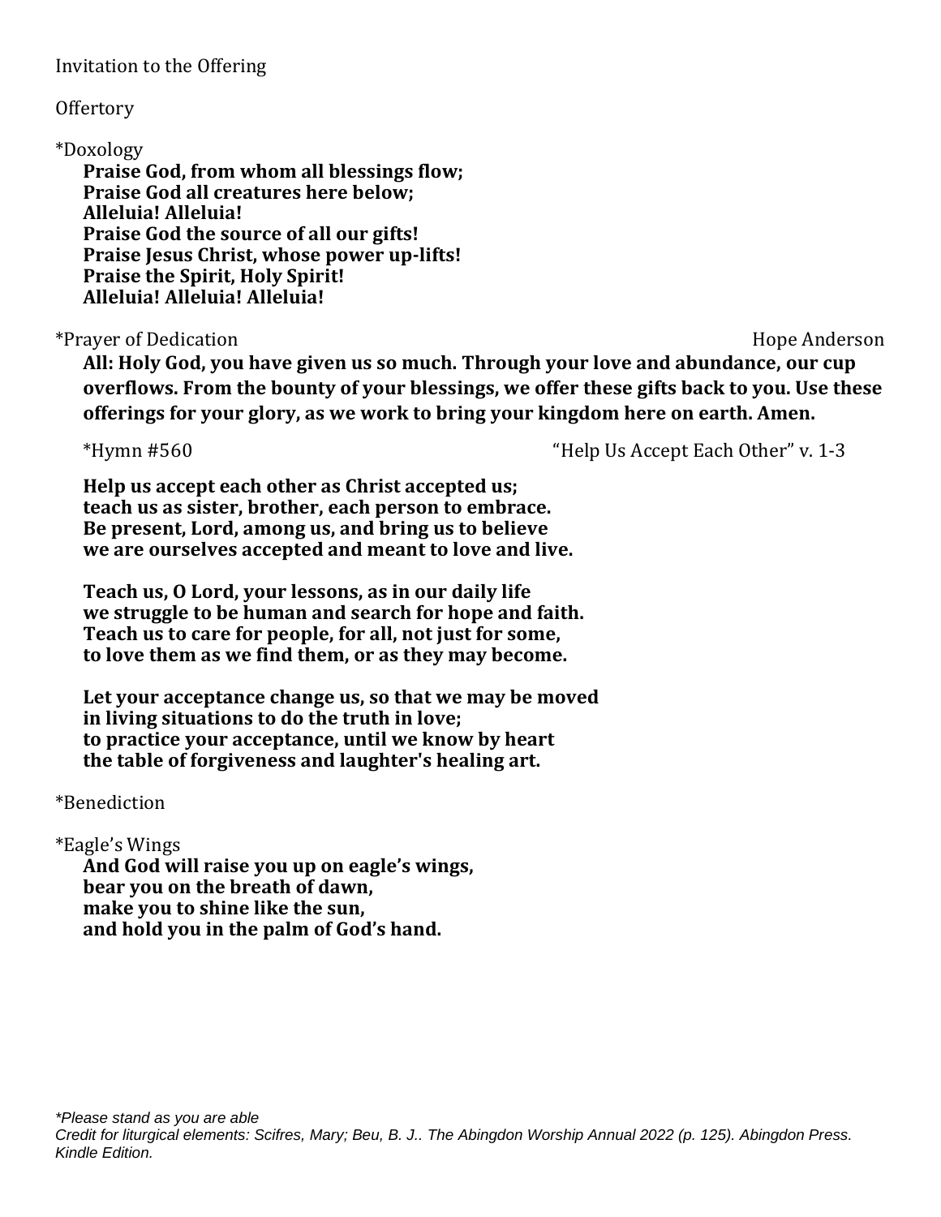Invitation to the Offering

Offertory

*Doxology

**Praise God, from whom all blessings flow;**
**Praise God all creatures here below;**
**Alleluia! Alleluia!**
**Praise God the source of all our gifts!**
**Praise Jesus Christ, whose power up-lifts!**
**Praise the Spirit, Holy Spirit!**
**Alleluia! Alleluia! Alleluia!**

*Prayer of Dedication Hope Anderson

**All: Holy God, you have given us so much. Through your love and abundance, our cup overflows. From the bounty of your blessings, we offer these gifts back to you. Use these offerings for your glory, as we work to bring your kingdom here on earth. Amen.**

*Hymn #560 "Help Us Accept Each Other" v. 1-3

**Help us accept each other as Christ accepted us;**
**teach us as sister, brother, each person to embrace.**
**Be present, Lord, among us, and bring us to believe**
**we are ourselves accepted and meant to love and live.**

**Teach us, O Lord, your lessons, as in our daily life**
**we struggle to be human and search for hope and faith.**
**Teach us to care for people, for all, not just for some,**
**to love them as we find them, or as they may become.**

**Let your acceptance change us, so that we may be moved**
**in living situations to do the truth in love;**
**to practice your acceptance, until we know by heart**
**the table of forgiveness and laughter's healing art.**

*Benediction

*Eagle's Wings

**And God will raise you up on eagle's wings,**
**bear you on the breath of dawn,**
**make you to shine like the sun,**
**and hold you in the palm of God's hand.**

*\*Please stand as you are able*
*Credit for liturgical elements: Scifres, Mary; Beu, B. J.. The Abingdon Worship Annual 2022 (p. 125). Abingdon Press. Kindle Edition.*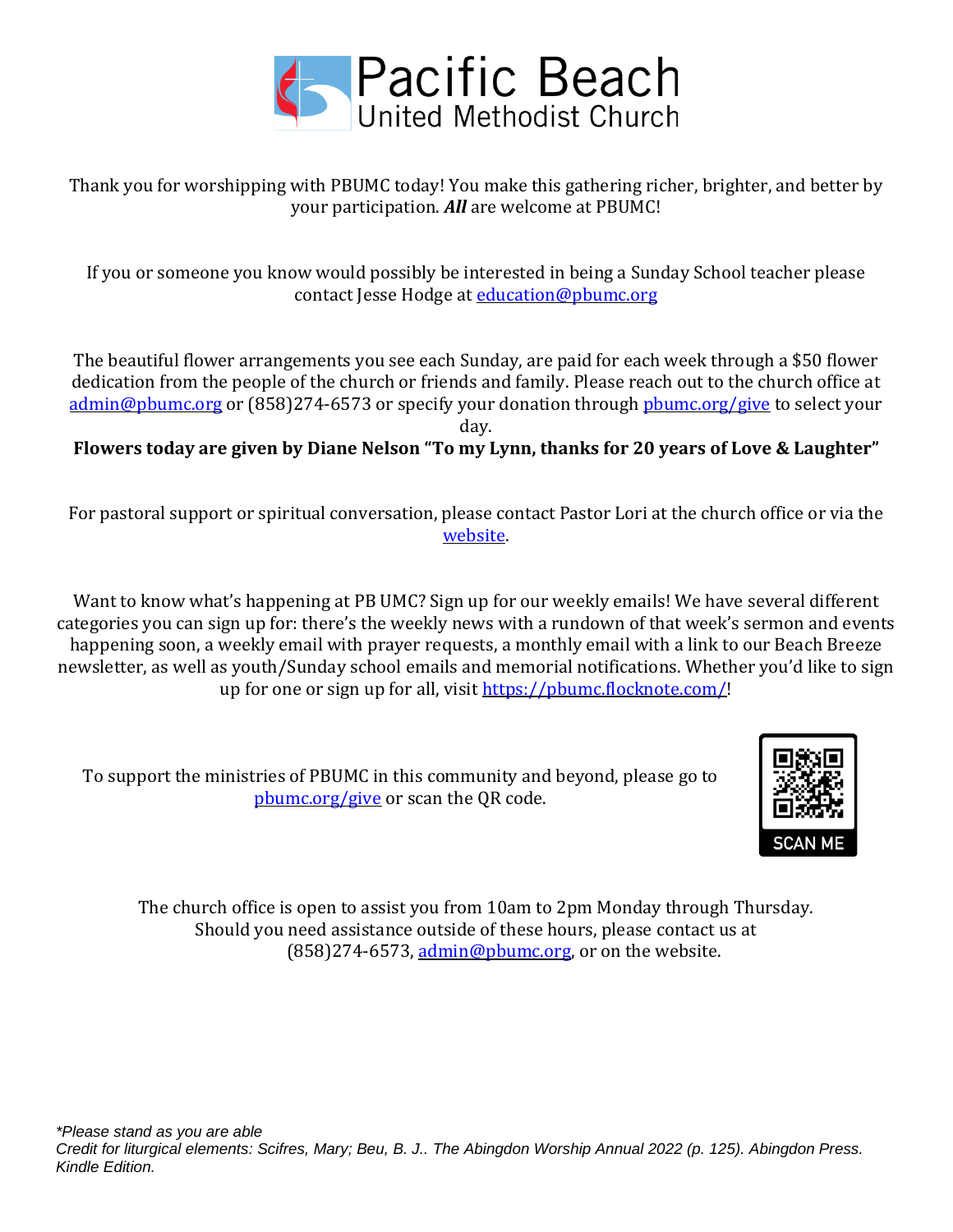# Pacific Beach
## United Methodist Church

Thank you for worshipping with PBUMC today! You make this gathering richer, brighter, and better by your participation. ***All*** are welcome at PBUMC!

If you or someone you know would possibly be interested in being a Sunday School teacher please contact Jesse Hodge at [education@pbumc.org](mailto:education@pbumc.org)

The beautiful flower arrangements you see each Sunday, are paid for each week through a $50 flower dedication from the people of the church or friends and family. Please reach out to the church office at [admin@pbumc.org](mailto:admin@pbumc.org) or (858)274-6573 or specify your donation through [pbumc.org/give](pbumc.org/give) to select your day.

**Flowers today are given by Diane Nelson "To my Lynn, thanks for 20 years of Love & Laughter"**

For pastoral support or spiritual conversation, please contact Pastor Lori at the church office or via the [website](#).

Want to know what's happening at PB UMC? Sign up for our weekly emails! We have several different categories you can sign up for: there's the weekly news with a rundown of that week's sermon and events happening soon, a weekly email with prayer requests, a monthly email with a link to our Beach Breeze newsletter, as well as youth/Sunday school emails and memorial notifications. Whether you'd like to sign up for one or sign up for all, visit [https://pbumc.flocknote.com/](https://pbumc.flocknote.com/)!

To support the ministries of PBUMC in this community and beyond, please go to [pbumc.org/give](pbumc.org/give) or scan the QR code.

SCAN ME

The church office is open to assist you from 10am to 2pm Monday through Thursday. Should you need assistance outside of these hours, please contact us at (858)274-6573, [admin@pbumc.org](mailto:admin@pbumc.org), or on the website.

*\*Please stand as you are able*
*Credit for liturgical elements: Scifres, Mary; Beu, B. J.. The Abingdon Worship Annual 2022 (p. 125). Abingdon Press. Kindle Edition.*